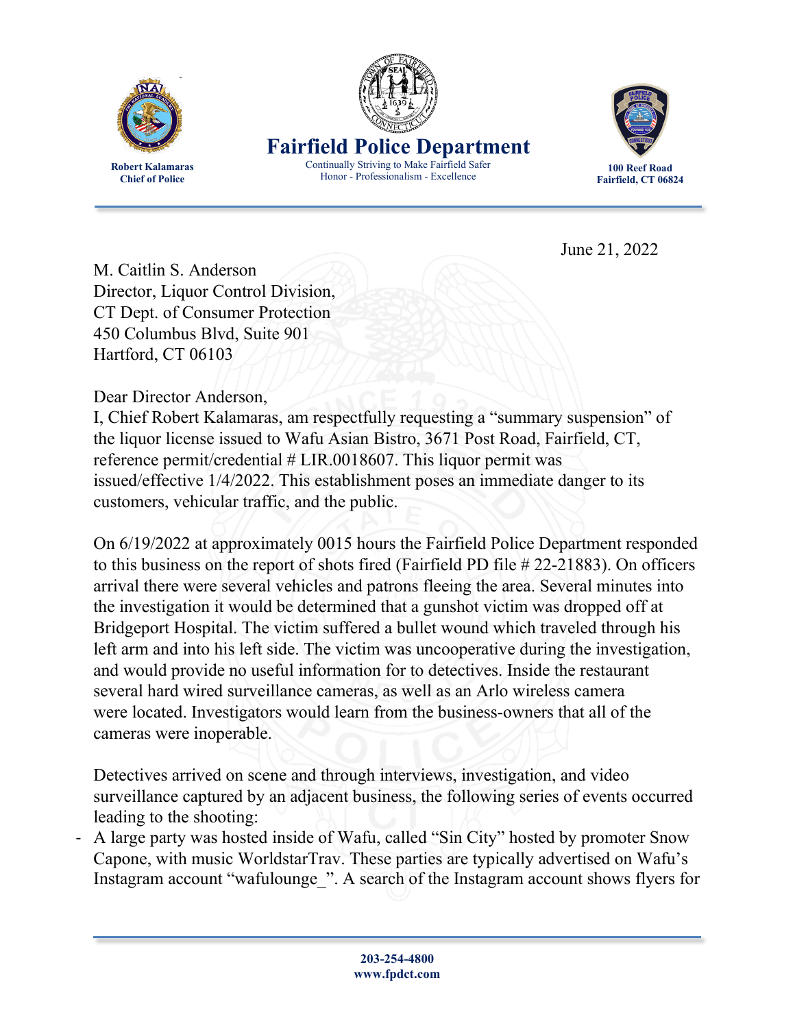**Fairfield Police Department**

Continually Striving to Make Fairfield Safer
Honor - Professionalism - Excellence

**Robert Kalamaras**
**Chief of Police**

**100 Reef Road**
**Fairfield, CT 06824**

June 21, 2022

M. Caitlin S. Anderson
Director, Liquor Control Division,
CT Dept. of Consumer Protection
450 Columbus Blvd, Suite 901
Hartford, CT 06103

Dear Director Anderson,
I, Chief Robert Kalamaras, am respectfully requesting a "summary suspension" of the liquor license issued to Wafu Asian Bistro, 3671 Post Road, Fairfield, CT, reference permit/credential # LIR.0018607. This liquor permit was issued/effective 1/4/2022. This establishment poses an immediate danger to its customers, vehicular traffic, and the public.

On 6/19/2022 at approximately 0015 hours the Fairfield Police Department responded to this business on the report of shots fired (Fairfield PD file # 22-21883). On officers arrival there were several vehicles and patrons fleeing the area. Several minutes into the investigation it would be determined that a gunshot victim was dropped off at Bridgeport Hospital. The victim suffered a bullet wound which traveled through his left arm and into his left side. The victim was uncooperative during the investigation, and would provide no useful information for to detectives. Inside the restaurant several hard wired surveillance cameras, as well as an Arlo wireless camera were located. Investigators would learn from the business-owners that all of the cameras were inoperable.

Detectives arrived on scene and through interviews, investigation, and video surveillance captured by an adjacent business, the following series of events occurred leading to the shooting:

- A large party was hosted inside of Wafu, called "Sin City" hosted by promoter Snow Capone, with music WorldstarTrav. These parties are typically advertised on Wafu's Instagram account "wafulounge_". A search of the Instagram account shows flyers for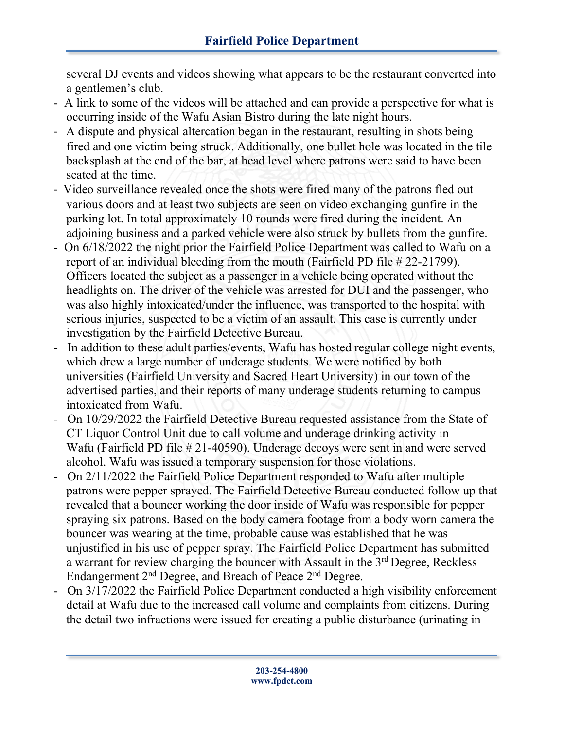several DJ events and videos showing what appears to be the restaurant converted into a gentlemen's club.

- A link to some of the videos will be attached and can provide a perspective for what is occurring inside of the Wafu Asian Bistro during the late night hours.
- A dispute and physical altercation began in the restaurant, resulting in shots being fired and one victim being struck. Additionally, one bullet hole was located in the tile backsplash at the end of the bar, at head level where patrons were said to have been seated at the time.
- Video surveillance revealed once the shots were fired many of the patrons fled out various doors and at least two subjects are seen on video exchanging gunfire in the parking lot. In total approximately 10 rounds were fired during the incident. An adjoining business and a parked vehicle were also struck by bullets from the gunfire.
- On 6/18/2022 the night prior the Fairfield Police Department was called to Wafu on a report of an individual bleeding from the mouth (Fairfield PD file # 22-21799). Officers located the subject as a passenger in a vehicle being operated without the headlights on. The driver of the vehicle was arrested for DUI and the passenger, who was also highly intoxicated/under the influence, was transported to the hospital with serious injuries, suspected to be a victim of an assault. This case is currently under investigation by the Fairfield Detective Bureau.
- In addition to these adult parties/events, Wafu has hosted regular college night events, which drew a large number of underage students. We were notified by both universities (Fairfield University and Sacred Heart University) in our town of the advertised parties, and their reports of many underage students returning to campus intoxicated from Wafu.
- On 10/29/2022 the Fairfield Detective Bureau requested assistance from the State of CT Liquor Control Unit due to call volume and underage drinking activity in Wafu (Fairfield PD file # 21-40590). Underage decoys were sent in and were served alcohol. Wafu was issued a temporary suspension for those violations.
- On 2/11/2022 the Fairfield Police Department responded to Wafu after multiple patrons were pepper sprayed. The Fairfield Detective Bureau conducted follow up that revealed that a bouncer working the door inside of Wafu was responsible for pepper spraying six patrons. Based on the body camera footage from a body worn camera the bouncer was wearing at the time, probable cause was established that he was unjustified in his use of pepper spray. The Fairfield Police Department has submitted a warrant for review charging the bouncer with Assault in the 3rd Degree, Reckless Endangerment 2nd Degree, and Breach of Peace 2nd Degree.
- On 3/17/2022 the Fairfield Police Department conducted a high visibility enforcement detail at Wafu due to the increased call volume and complaints from citizens. During the detail two infractions were issued for creating a public disturbance (urinating in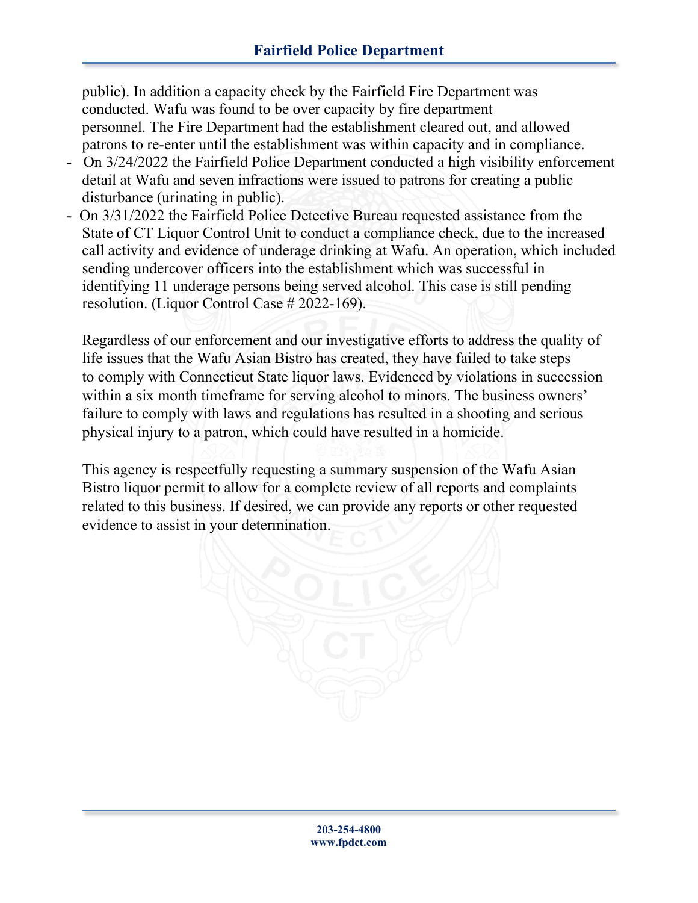public). In addition a capacity check by the Fairfield Fire Department was conducted. Wafu was found to be over capacity by fire department personnel. The Fire Department had the establishment cleared out, and allowed patrons to re-enter until the establishment was within capacity and in compliance.

- On 3/24/2022 the Fairfield Police Department conducted a high visibility enforcement detail at Wafu and seven infractions were issued to patrons for creating a public disturbance (urinating in public).
- On 3/31/2022 the Fairfield Police Detective Bureau requested assistance from the State of CT Liquor Control Unit to conduct a compliance check, due to the increased call activity and evidence of underage drinking at Wafu. An operation, which included sending undercover officers into the establishment which was successful in identifying 11 underage persons being served alcohol. This case is still pending resolution. (Liquor Control Case # 2022-169).

Regardless of our enforcement and our investigative efforts to address the quality of life issues that the Wafu Asian Bistro has created, they have failed to take steps to comply with Connecticut State liquor laws. Evidenced by violations in succession within a six month timeframe for serving alcohol to minors. The business owners' failure to comply with laws and regulations has resulted in a shooting and serious physical injury to a patron, which could have resulted in a homicide.

This agency is respectfully requesting a summary suspension of the Wafu Asian Bistro liquor permit to allow for a complete review of all reports and complaints related to this business. If desired, we can provide any reports or other requested evidence to assist in your determination.